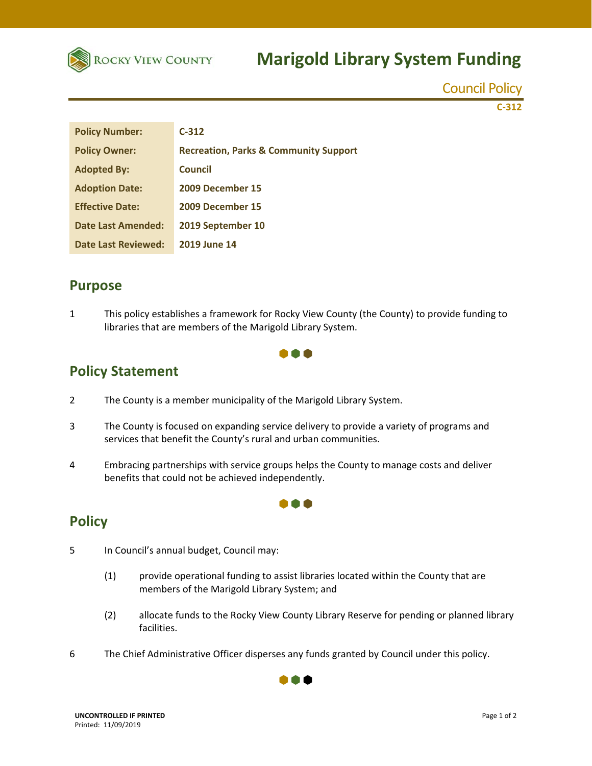# Marigold Library System Funding

Council Policy

C-312

| Policy Number: | C-312 |
|---|---|
| Policy Owner: | Recreation, Parks & Community Support |
| Adopted By: | Council |
| Adoption Date: | 2009 December 15 |
| Effective Date: | 2009 December 15 |
| Date Last Amended: | 2019 September 10 |
| Date Last Reviewed: | 2019 June 14 |

## Purpose

1 This policy establishes a framework for Rocky View County (the County) to provide funding to libraries that are members of the Marigold Library System.

## Policy Statement

2 The County is a member municipality of the Marigold Library System.

3 The County is focused on expanding service delivery to provide a variety of programs and services that benefit the County's rural and urban communities.

4 Embracing partnerships with service groups helps the County to manage costs and deliver benefits that could not be achieved independently.

## Policy

5 In Council's annual budget, Council may:

(1) provide operational funding to assist libraries located within the County that are members of the Marigold Library System; and

(2) allocate funds to the Rocky View County Library Reserve for pending or planned library facilities.

6 The Chief Administrative Officer disperses any funds granted by Council under this policy.

UNCONTROLLED IF PRINTED
Printed: 11/09/2019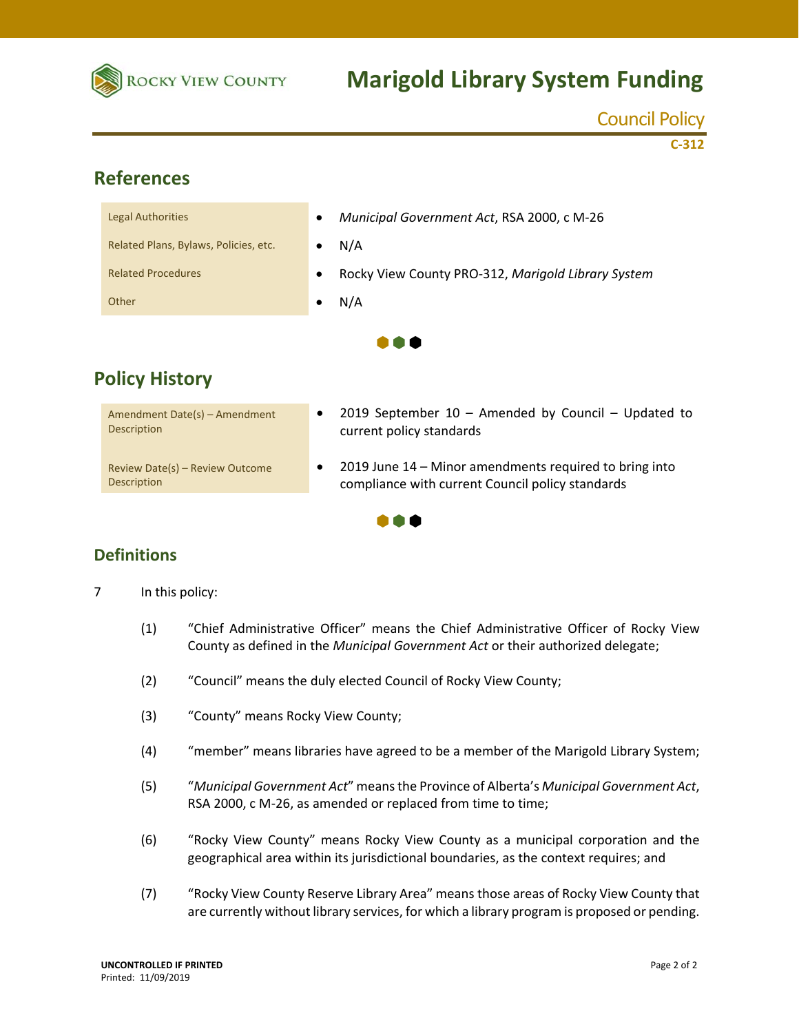# Marigold Library System Funding

Council Policy

C-312

## References

| | |
|---|---|
| Legal Authorities | • *Municipal Government Act*, RSA 2000, c M-26 |
| Related Plans, Bylaws, Policies, etc. | • N/A |
| Related Procedures | • Rocky View County PRO-312, *Marigold Library System* |
| Other | • N/A |

## Policy History

| | |
|---|---|
| Amendment Date(s) – Amendment Description | • 2019 September 10 – Amended by Council – Updated to current policy standards |
| Review Date(s) – Review Outcome Description | • 2019 June 14 – Minor amendments required to bring into compliance with current Council policy standards |

## Definitions

7 In this policy:

(1) "Chief Administrative Officer" means the Chief Administrative Officer of Rocky View County as defined in the *Municipal Government Act* or their authorized delegate;

(2) "Council" means the duly elected Council of Rocky View County;

(3) "County" means Rocky View County;

(4) "member" means libraries have agreed to be a member of the Marigold Library System;

(5) "*Municipal Government Act*" means the Province of Alberta's *Municipal Government Act*, RSA 2000, c M-26, as amended or replaced from time to time;

(6) "Rocky View County" means Rocky View County as a municipal corporation and the geographical area within its jurisdictional boundaries, as the context requires; and

(7) "Rocky View County Reserve Library Area" means those areas of Rocky View County that are currently without library services, for which a library program is proposed or pending.

**UNCONTROLLED IF PRINTED**
Printed: 11/09/2019